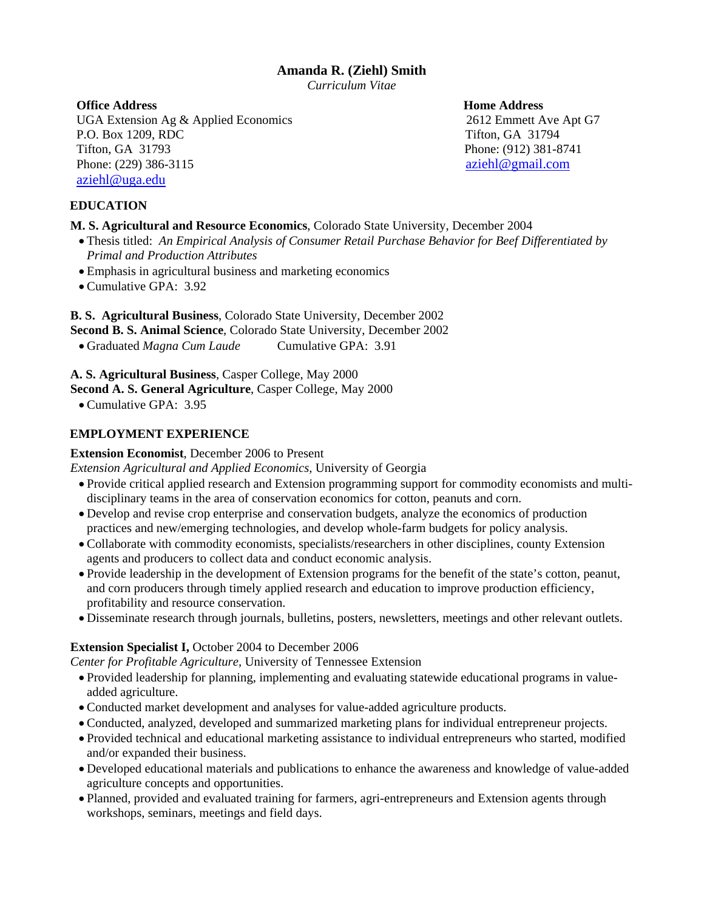# Amanda R. (Ziehl) Smith

*Curriculum Vitae*

**Office Address**
UGA Extension Ag & Applied Economics
P.O. Box 1209, RDC
Tifton, GA 31793
Phone: (229) 386-3115
aziehl@uga.edu

**Home Address**
2612 Emmett Ave Apt G7
Tifton, GA 31794
Phone: (912) 381-8741
aziehl@gmail.com

## EDUCATION

**M. S. Agricultural and Resource Economics**, Colorado State University, December 2004

- Thesis titled: *An Empirical Analysis of Consumer Retail Purchase Behavior for Beef Differentiated by Primal and Production Attributes*
- Emphasis in agricultural business and marketing economics
- Cumulative GPA: 3.92

**B. S. Agricultural Business**, Colorado State University, December 2002
**Second B. S. Animal Science**, Colorado State University, December 2002

- Graduated *Magna Cum Laude* Cumulative GPA: 3.91

**A. S. Agricultural Business**, Casper College, May 2000
**Second A. S. General Agriculture**, Casper College, May 2000

- Cumulative GPA: 3.95

## EMPLOYMENT EXPERIENCE

**Extension Economist**, December 2006 to Present
*Extension Agricultural and Applied Economics,* University of Georgia

- Provide critical applied research and Extension programming support for commodity economists and multi-disciplinary teams in the area of conservation economics for cotton, peanuts and corn.
- Develop and revise crop enterprise and conservation budgets, analyze the economics of production practices and new/emerging technologies, and develop whole-farm budgets for policy analysis.
- Collaborate with commodity economists, specialists/researchers in other disciplines, county Extension agents and producers to collect data and conduct economic analysis.
- Provide leadership in the development of Extension programs for the benefit of the state's cotton, peanut, and corn producers through timely applied research and education to improve production efficiency, profitability and resource conservation.
- Disseminate research through journals, bulletins, posters, newsletters, meetings and other relevant outlets.

**Extension Specialist I,** October 2004 to December 2006
*Center for Profitable Agriculture,* University of Tennessee Extension

- Provided leadership for planning, implementing and evaluating statewide educational programs in value-added agriculture.
- Conducted market development and analyses for value-added agriculture products.
- Conducted, analyzed, developed and summarized marketing plans for individual entrepreneur projects.
- Provided technical and educational marketing assistance to individual entrepreneurs who started, modified and/or expanded their business.
- Developed educational materials and publications to enhance the awareness and knowledge of value-added agriculture concepts and opportunities.
- Planned, provided and evaluated training for farmers, agri-entrepreneurs and Extension agents through workshops, seminars, meetings and field days.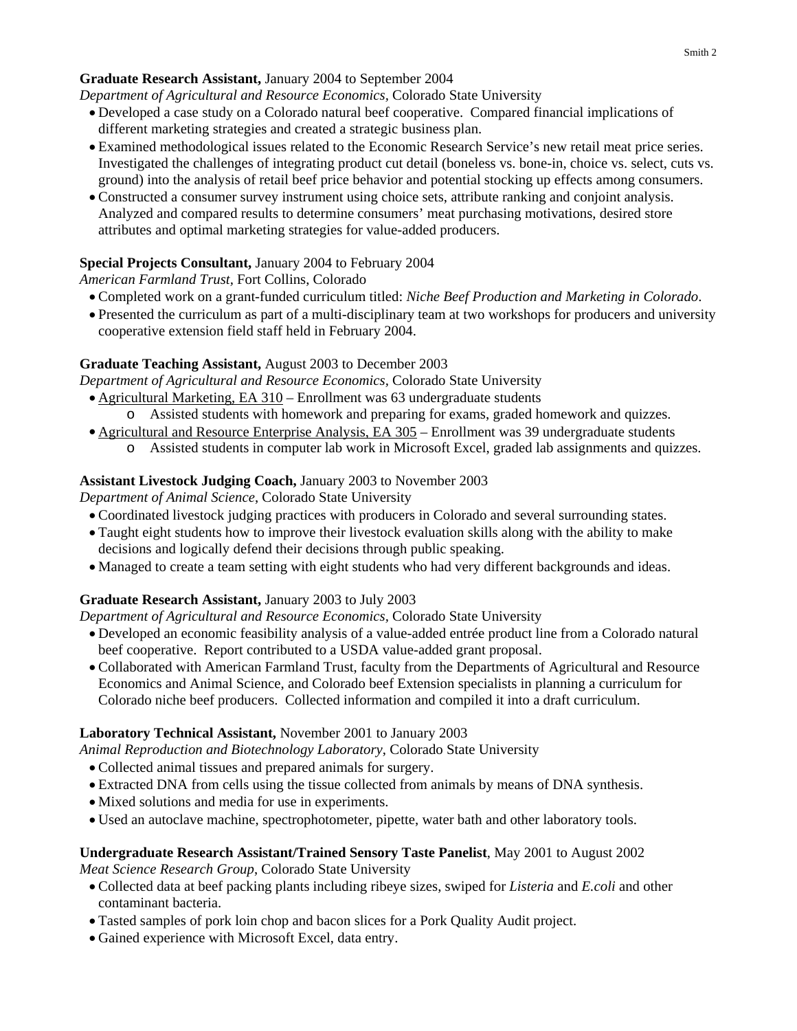**Graduate Research Assistant,** January 2004 to September 2004
*Department of Agricultural and Resource Economics*, Colorado State University

- Developed a case study on a Colorado natural beef cooperative. Compared financial implications of different marketing strategies and created a strategic business plan.
- Examined methodological issues related to the Economic Research Service's new retail meat price series. Investigated the challenges of integrating product cut detail (boneless vs. bone-in, choice vs. select, cuts vs. ground) into the analysis of retail beef price behavior and potential stocking up effects among consumers.
- Constructed a consumer survey instrument using choice sets, attribute ranking and conjoint analysis. Analyzed and compared results to determine consumers' meat purchasing motivations, desired store attributes and optimal marketing strategies for value-added producers.

**Special Projects Consultant,** January 2004 to February 2004
*American Farmland Trust*, Fort Collins, Colorado

- Completed work on a grant-funded curriculum titled: *Niche Beef Production and Marketing in Colorado*.
- Presented the curriculum as part of a multi-disciplinary team at two workshops for producers and university cooperative extension field staff held in February 2004.

**Graduate Teaching Assistant,** August 2003 to December 2003
*Department of Agricultural and Resource Economics*, Colorado State University

- <u>Agricultural Marketing, EA 310</u> – Enrollment was 63 undergraduate students
  - Assisted students with homework and preparing for exams, graded homework and quizzes.
- <u>Agricultural and Resource Enterprise Analysis, EA 305</u> – Enrollment was 39 undergraduate students
  - Assisted students in computer lab work in Microsoft Excel, graded lab assignments and quizzes.

**Assistant Livestock Judging Coach,** January 2003 to November 2003
*Department of Animal Science*, Colorado State University

- Coordinated livestock judging practices with producers in Colorado and several surrounding states.
- Taught eight students how to improve their livestock evaluation skills along with the ability to make decisions and logically defend their decisions through public speaking.
- Managed to create a team setting with eight students who had very different backgrounds and ideas.

**Graduate Research Assistant,** January 2003 to July 2003
*Department of Agricultural and Resource Economics*, Colorado State University

- Developed an economic feasibility analysis of a value-added entrée product line from a Colorado natural beef cooperative. Report contributed to a USDA value-added grant proposal.
- Collaborated with American Farmland Trust, faculty from the Departments of Agricultural and Resource Economics and Animal Science, and Colorado beef Extension specialists in planning a curriculum for Colorado niche beef producers. Collected information and compiled it into a draft curriculum.

**Laboratory Technical Assistant,** November 2001 to January 2003
*Animal Reproduction and Biotechnology Laboratory*, Colorado State University

- Collected animal tissues and prepared animals for surgery.
- Extracted DNA from cells using the tissue collected from animals by means of DNA synthesis.
- Mixed solutions and media for use in experiments.
- Used an autoclave machine, spectrophotometer, pipette, water bath and other laboratory tools.

**Undergraduate Research Assistant/Trained Sensory Taste Panelist**, May 2001 to August 2002
*Meat Science Research Group*, Colorado State University

- Collected data at beef packing plants including ribeye sizes, swiped for *Listeria* and *E.coli* and other contaminant bacteria.
- Tasted samples of pork loin chop and bacon slices for a Pork Quality Audit project.
- Gained experience with Microsoft Excel, data entry.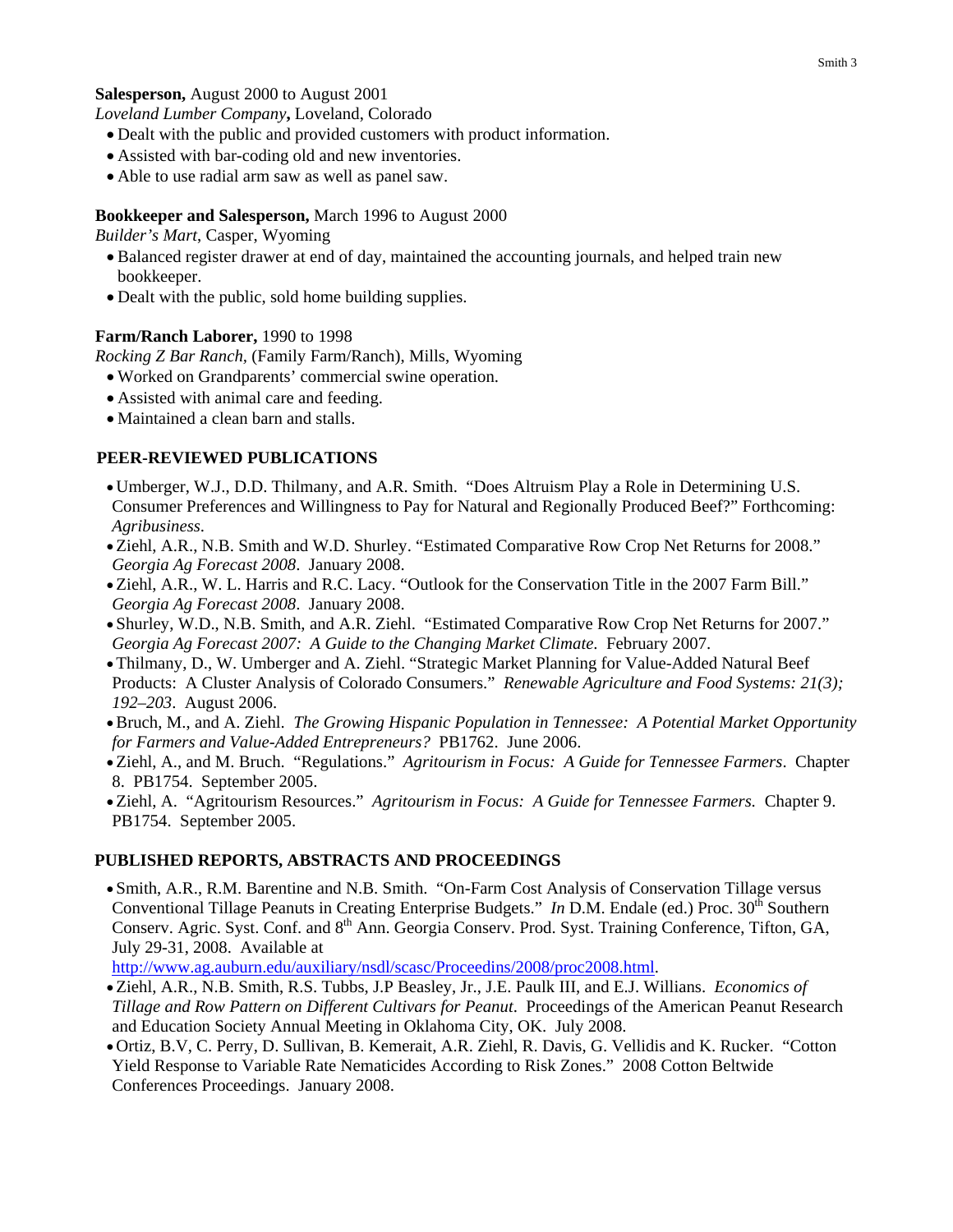**Salesperson,** August 2000 to August 2001

*Loveland Lumber Company***,** Loveland, Colorado

- Dealt with the public and provided customers with product information.
- Assisted with bar-coding old and new inventories.
- Able to use radial arm saw as well as panel saw.

**Bookkeeper and Salesperson,** March 1996 to August 2000

*Builder's Mart*, Casper, Wyoming

- Balanced register drawer at end of day, maintained the accounting journals, and helped train new bookkeeper.
- Dealt with the public, sold home building supplies.

**Farm/Ranch Laborer,** 1990 to 1998

*Rocking Z Bar Ranch,* (Family Farm/Ranch), Mills, Wyoming

- Worked on Grandparents' commercial swine operation.
- Assisted with animal care and feeding.
- Maintained a clean barn and stalls.

## PEER-REVIEWED PUBLICATIONS

- Umberger, W.J., D.D. Thilmany, and A.R. Smith. "Does Altruism Play a Role in Determining U.S. Consumer Preferences and Willingness to Pay for Natural and Regionally Produced Beef?" Forthcoming: *Agribusiness*.
- Ziehl, A.R., N.B. Smith and W.D. Shurley. "Estimated Comparative Row Crop Net Returns for 2008." *Georgia Ag Forecast 2008*. January 2008.
- Ziehl, A.R., W. L. Harris and R.C. Lacy. "Outlook for the Conservation Title in the 2007 Farm Bill." *Georgia Ag Forecast 2008*. January 2008.
- Shurley, W.D., N.B. Smith, and A.R. Ziehl. "Estimated Comparative Row Crop Net Returns for 2007." *Georgia Ag Forecast 2007: A Guide to the Changing Market Climate*. February 2007.
- Thilmany, D., W. Umberger and A. Ziehl. "Strategic Market Planning for Value-Added Natural Beef Products: A Cluster Analysis of Colorado Consumers." *Renewable Agriculture and Food Systems: 21(3); 192–203*. August 2006.
- Bruch, M., and A. Ziehl. *The Growing Hispanic Population in Tennessee: A Potential Market Opportunity for Farmers and Value-Added Entrepreneurs?* PB1762. June 2006.
- Ziehl, A., and M. Bruch. "Regulations." *Agritourism in Focus: A Guide for Tennessee Farmers*. Chapter 8. PB1754. September 2005.
- Ziehl, A. "Agritourism Resources." *Agritourism in Focus: A Guide for Tennessee Farmers.* Chapter 9. PB1754. September 2005.

## PUBLISHED REPORTS, ABSTRACTS AND PROCEEDINGS

- Smith, A.R., R.M. Barentine and N.B. Smith. "On-Farm Cost Analysis of Conservation Tillage versus Conventional Tillage Peanuts in Creating Enterprise Budgets." *In* D.M. Endale (ed.) Proc. 30th Southern Conserv. Agric. Syst. Conf. and 8th Ann. Georgia Conserv. Prod. Syst. Training Conference, Tifton, GA, July 29-31, 2008. Available at http://www.ag.auburn.edu/auxiliary/nsdl/scasc/Proceedins/2008/proc2008.html.
- Ziehl, A.R., N.B. Smith, R.S. Tubbs, J.P Beasley, Jr., J.E. Paulk III, and E.J. Willians. *Economics of Tillage and Row Pattern on Different Cultivars for Peanut*. Proceedings of the American Peanut Research and Education Society Annual Meeting in Oklahoma City, OK. July 2008.
- Ortiz, B.V, C. Perry, D. Sullivan, B. Kemerait, A.R. Ziehl, R. Davis, G. Vellidis and K. Rucker. "Cotton Yield Response to Variable Rate Nematicides According to Risk Zones." 2008 Cotton Beltwide Conferences Proceedings. January 2008.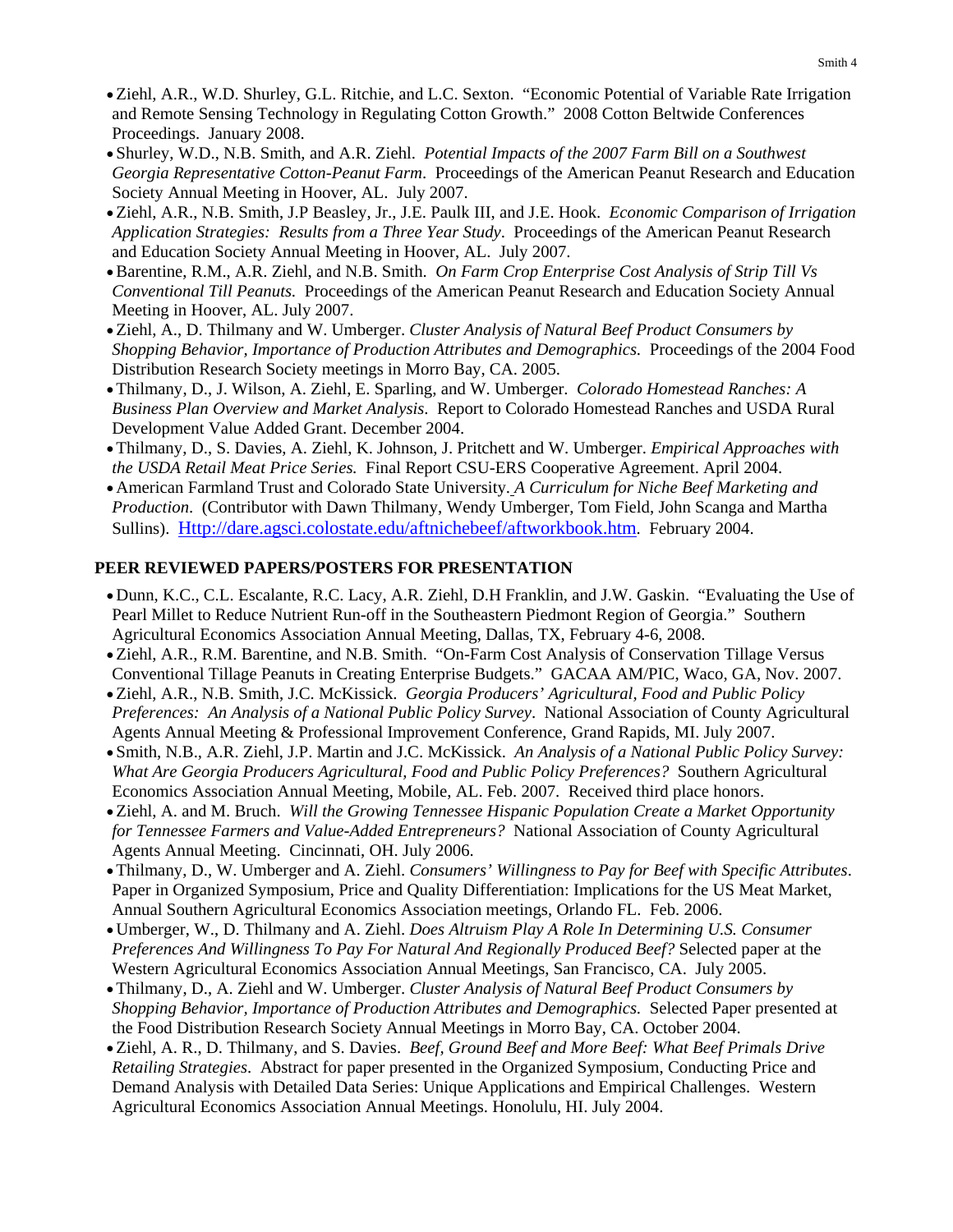- Ziehl, A.R., W.D. Shurley, G.L. Ritchie, and L.C. Sexton. "Economic Potential of Variable Rate Irrigation and Remote Sensing Technology in Regulating Cotton Growth." 2008 Cotton Beltwide Conferences Proceedings. January 2008.
- Shurley, W.D., N.B. Smith, and A.R. Ziehl. *Potential Impacts of the 2007 Farm Bill on a Southwest Georgia Representative Cotton-Peanut Farm*. Proceedings of the American Peanut Research and Education Society Annual Meeting in Hoover, AL. July 2007.
- Ziehl, A.R., N.B. Smith, J.P Beasley, Jr., J.E. Paulk III, and J.E. Hook. *Economic Comparison of Irrigation Application Strategies: Results from a Three Year Study*. Proceedings of the American Peanut Research and Education Society Annual Meeting in Hoover, AL. July 2007.
- Barentine, R.M., A.R. Ziehl, and N.B. Smith. *On Farm Crop Enterprise Cost Analysis of Strip Till Vs Conventional Till Peanuts.* Proceedings of the American Peanut Research and Education Society Annual Meeting in Hoover, AL. July 2007.
- Ziehl, A., D. Thilmany and W. Umberger. *Cluster Analysis of Natural Beef Product Consumers by Shopping Behavior, Importance of Production Attributes and Demographics.* Proceedings of the 2004 Food Distribution Research Society meetings in Morro Bay, CA. 2005.
- Thilmany, D., J. Wilson, A. Ziehl, E. Sparling, and W. Umberger. *Colorado Homestead Ranches: A Business Plan Overview and Market Analysis*. Report to Colorado Homestead Ranches and USDA Rural Development Value Added Grant. December 2004.
- Thilmany, D., S. Davies, A. Ziehl, K. Johnson, J. Pritchett and W. Umberger. *Empirical Approaches with the USDA Retail Meat Price Series.* Final Report CSU-ERS Cooperative Agreement. April 2004.
- American Farmland Trust and Colorado State University. *A Curriculum for Niche Beef Marketing and Production*. (Contributor with Dawn Thilmany, Wendy Umberger, Tom Field, John Scanga and Martha Sullins). Http://dare.agsci.colostate.edu/aftnichebeef/aftworkbook.htm. February 2004.

## PEER REVIEWED PAPERS/POSTERS FOR PRESENTATION

- Dunn, K.C., C.L. Escalante, R.C. Lacy, A.R. Ziehl, D.H Franklin, and J.W. Gaskin. "Evaluating the Use of Pearl Millet to Reduce Nutrient Run-off in the Southeastern Piedmont Region of Georgia." Southern Agricultural Economics Association Annual Meeting, Dallas, TX, February 4-6, 2008.
- Ziehl, A.R., R.M. Barentine, and N.B. Smith. "On-Farm Cost Analysis of Conservation Tillage Versus Conventional Tillage Peanuts in Creating Enterprise Budgets." GACAA AM/PIC, Waco, GA, Nov. 2007.
- Ziehl, A.R., N.B. Smith, J.C. McKissick. *Georgia Producers' Agricultural, Food and Public Policy Preferences: An Analysis of a National Public Policy Survey*. National Association of County Agricultural Agents Annual Meeting & Professional Improvement Conference, Grand Rapids, MI. July 2007.
- Smith, N.B., A.R. Ziehl, J.P. Martin and J.C. McKissick. *An Analysis of a National Public Policy Survey: What Are Georgia Producers Agricultural, Food and Public Policy Preferences?* Southern Agricultural Economics Association Annual Meeting, Mobile, AL. Feb. 2007. Received third place honors.
- Ziehl, A. and M. Bruch. *Will the Growing Tennessee Hispanic Population Create a Market Opportunity for Tennessee Farmers and Value-Added Entrepreneurs?* National Association of County Agricultural Agents Annual Meeting. Cincinnati, OH. July 2006.
- Thilmany, D., W. Umberger and A. Ziehl. *Consumers' Willingness to Pay for Beef with Specific Attributes*. Paper in Organized Symposium, Price and Quality Differentiation: Implications for the US Meat Market, Annual Southern Agricultural Economics Association meetings, Orlando FL. Feb. 2006.
- Umberger, W., D. Thilmany and A. Ziehl. *Does Altruism Play A Role In Determining U.S. Consumer Preferences And Willingness To Pay For Natural And Regionally Produced Beef?* Selected paper at the Western Agricultural Economics Association Annual Meetings, San Francisco, CA. July 2005.
- Thilmany, D., A. Ziehl and W. Umberger. *Cluster Analysis of Natural Beef Product Consumers by Shopping Behavior, Importance of Production Attributes and Demographics.* Selected Paper presented at the Food Distribution Research Society Annual Meetings in Morro Bay, CA. October 2004.
- Ziehl, A. R., D. Thilmany, and S. Davies. *Beef, Ground Beef and More Beef: What Beef Primals Drive Retailing Strategies*. Abstract for paper presented in the Organized Symposium, Conducting Price and Demand Analysis with Detailed Data Series: Unique Applications and Empirical Challenges. Western Agricultural Economics Association Annual Meetings. Honolulu, HI. July 2004.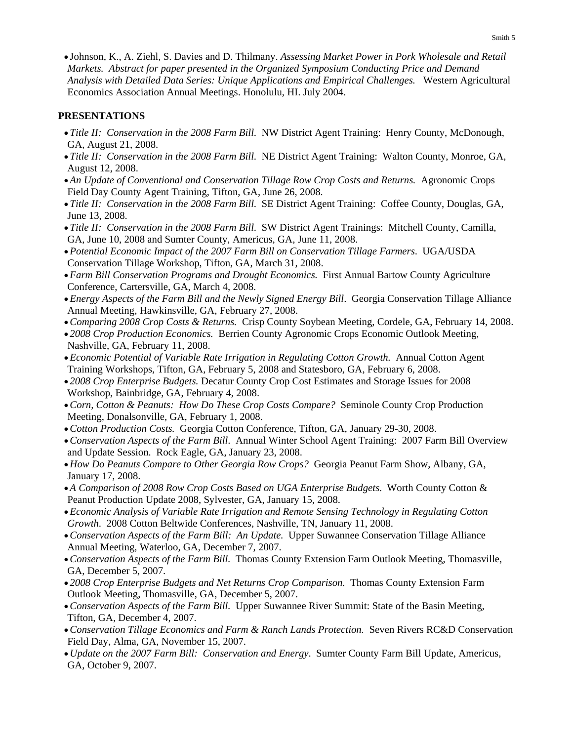- Johnson, K., A. Ziehl, S. Davies and D. Thilmany. *Assessing Market Power in Pork Wholesale and Retail Markets. Abstract for paper presented in the Organized Symposium Conducting Price and Demand Analysis with Detailed Data Series: Unique Applications and Empirical Challenges.* Western Agricultural Economics Association Annual Meetings. Honolulu, HI. July 2004.

**PRESENTATIONS**

- *Title II: Conservation in the 2008 Farm Bill.* NW District Agent Training: Henry County, McDonough, GA, August 21, 2008.
- *Title II: Conservation in the 2008 Farm Bill.* NE District Agent Training: Walton County, Monroe, GA, August 12, 2008.
- *An Update of Conventional and Conservation Tillage Row Crop Costs and Returns.* Agronomic Crops Field Day County Agent Training, Tifton, GA, June 26, 2008.
- *Title II: Conservation in the 2008 Farm Bill.* SE District Agent Training: Coffee County, Douglas, GA, June 13, 2008.
- *Title II: Conservation in the 2008 Farm Bill.* SW District Agent Trainings: Mitchell County, Camilla, GA, June 10, 2008 and Sumter County, Americus, GA, June 11, 2008.
- *Potential Economic Impact of the 2007 Farm Bill on Conservation Tillage Farmers*. UGA/USDA Conservation Tillage Workshop, Tifton, GA, March 31, 2008.
- *Farm Bill Conservation Programs and Drought Economics.* First Annual Bartow County Agriculture Conference, Cartersville, GA, March 4, 2008.
- *Energy Aspects of the Farm Bill and the Newly Signed Energy Bill*. Georgia Conservation Tillage Alliance Annual Meeting, Hawkinsville, GA, February 27, 2008.
- *Comparing 2008 Crop Costs & Returns.* Crisp County Soybean Meeting, Cordele, GA, February 14, 2008.
- *2008 Crop Production Economics.* Berrien County Agronomic Crops Economic Outlook Meeting, Nashville, GA, February 11, 2008.
- *Economic Potential of Variable Rate Irrigation in Regulating Cotton Growth.* Annual Cotton Agent Training Workshops, Tifton, GA, February 5, 2008 and Statesboro, GA, February 6, 2008.
- *2008 Crop Enterprise Budgets.* Decatur County Crop Cost Estimates and Storage Issues for 2008 Workshop, Bainbridge, GA, February 4, 2008.
- *Corn, Cotton & Peanuts: How Do These Crop Costs Compare?* Seminole County Crop Production Meeting, Donalsonville, GA, February 1, 2008.
- *Cotton Production Costs.* Georgia Cotton Conference, Tifton, GA, January 29-30, 2008.
- *Conservation Aspects of the Farm Bill*. Annual Winter School Agent Training: 2007 Farm Bill Overview and Update Session. Rock Eagle, GA, January 23, 2008.
- *How Do Peanuts Compare to Other Georgia Row Crops?* Georgia Peanut Farm Show, Albany, GA, January 17, 2008.
- *A Comparison of 2008 Row Crop Costs Based on UGA Enterprise Budgets.* Worth County Cotton & Peanut Production Update 2008, Sylvester, GA, January 15, 2008.
- *Economic Analysis of Variable Rate Irrigation and Remote Sensing Technology in Regulating Cotton Growth*. 2008 Cotton Beltwide Conferences, Nashville, TN, January 11, 2008.
- *Conservation Aspects of the Farm Bill: An Update.* Upper Suwannee Conservation Tillage Alliance Annual Meeting, Waterloo, GA, December 7, 2007.
- *Conservation Aspects of the Farm Bill.* Thomas County Extension Farm Outlook Meeting, Thomasville, GA, December 5, 2007.
- *2008 Crop Enterprise Budgets and Net Returns Crop Comparison.* Thomas County Extension Farm Outlook Meeting, Thomasville, GA, December 5, 2007.
- *Conservation Aspects of the Farm Bill.* Upper Suwannee River Summit: State of the Basin Meeting, Tifton, GA, December 4, 2007.
- *Conservation Tillage Economics and Farm & Ranch Lands Protection.* Seven Rivers RC&D Conservation Field Day, Alma, GA, November 15, 2007.
- *Update on the 2007 Farm Bill: Conservation and Energy*. Sumter County Farm Bill Update, Americus, GA, October 9, 2007.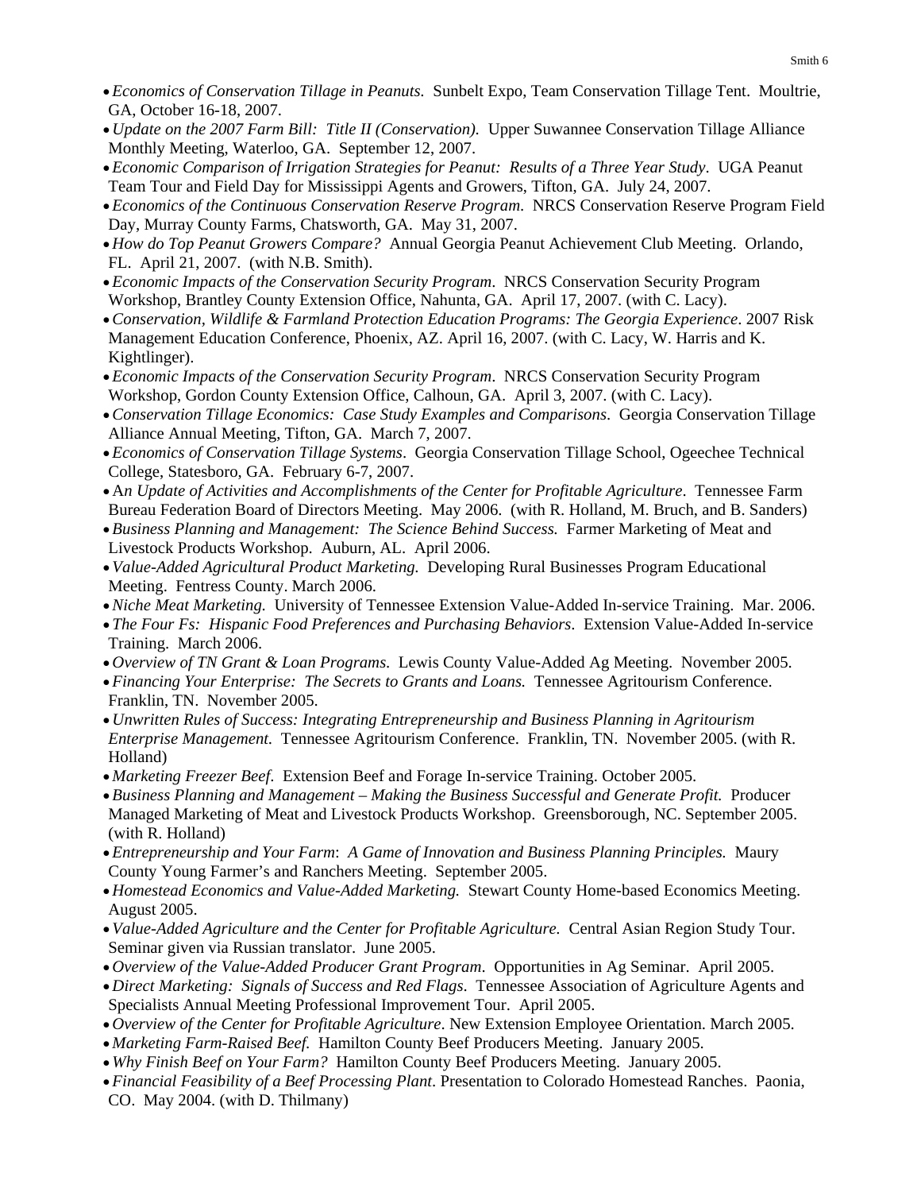- *Economics of Conservation Tillage in Peanuts.* Sunbelt Expo, Team Conservation Tillage Tent. Moultrie, GA, October 16-18, 2007.
- *Update on the 2007 Farm Bill: Title II (Conservation).* Upper Suwannee Conservation Tillage Alliance Monthly Meeting, Waterloo, GA. September 12, 2007.
- *Economic Comparison of Irrigation Strategies for Peanut: Results of a Three Year Study*. UGA Peanut Team Tour and Field Day for Mississippi Agents and Growers, Tifton, GA. July 24, 2007.
- *Economics of the Continuous Conservation Reserve Program.* NRCS Conservation Reserve Program Field Day, Murray County Farms, Chatsworth, GA. May 31, 2007.
- *How do Top Peanut Growers Compare?* Annual Georgia Peanut Achievement Club Meeting. Orlando, FL. April 21, 2007. (with N.B. Smith).
- *Economic Impacts of the Conservation Security Program*. NRCS Conservation Security Program Workshop, Brantley County Extension Office, Nahunta, GA. April 17, 2007. (with C. Lacy).
- *Conservation, Wildlife & Farmland Protection Education Programs: The Georgia Experience*. 2007 Risk Management Education Conference, Phoenix, AZ. April 16, 2007. (with C. Lacy, W. Harris and K. Kightlinger).
- *Economic Impacts of the Conservation Security Program*. NRCS Conservation Security Program Workshop, Gordon County Extension Office, Calhoun, GA. April 3, 2007. (with C. Lacy).
- *Conservation Tillage Economics: Case Study Examples and Comparisons*. Georgia Conservation Tillage Alliance Annual Meeting, Tifton, GA. March 7, 2007.
- *Economics of Conservation Tillage Systems*. Georgia Conservation Tillage School, Ogeechee Technical College, Statesboro, GA. February 6-7, 2007.
- A*n Update of Activities and Accomplishments of the Center for Profitable Agriculture*. Tennessee Farm Bureau Federation Board of Directors Meeting. May 2006. (with R. Holland, M. Bruch, and B. Sanders)
- *Business Planning and Management: The Science Behind Success.* Farmer Marketing of Meat and Livestock Products Workshop. Auburn, AL. April 2006.
- *Value-Added Agricultural Product Marketing.* Developing Rural Businesses Program Educational Meeting. Fentress County. March 2006.
- *Niche Meat Marketing.* University of Tennessee Extension Value-Added In-service Training. Mar. 2006.
- *The Four Fs: Hispanic Food Preferences and Purchasing Behaviors*. Extension Value-Added In-service Training. March 2006.
- *Overview of TN Grant & Loan Programs.* Lewis County Value-Added Ag Meeting. November 2005.
- *Financing Your Enterprise: The Secrets to Grants and Loans.* Tennessee Agritourism Conference. Franklin, TN. November 2005.
- *Unwritten Rules of Success: Integrating Entrepreneurship and Business Planning in Agritourism Enterprise Management.* Tennessee Agritourism Conference. Franklin, TN. November 2005. (with R. Holland)
- *Marketing Freezer Beef.* Extension Beef and Forage In-service Training. October 2005.
- *Business Planning and Management – Making the Business Successful and Generate Profit.* Producer Managed Marketing of Meat and Livestock Products Workshop. Greensborough, NC. September 2005. (with R. Holland)
- *Entrepreneurship and Your Farm*: *A Game of Innovation and Business Planning Principles.* Maury County Young Farmer's and Ranchers Meeting. September 2005.
- *Homestead Economics and Value-Added Marketing.* Stewart County Home-based Economics Meeting. August 2005.
- *Value-Added Agriculture and the Center for Profitable Agriculture.* Central Asian Region Study Tour. Seminar given via Russian translator. June 2005.
- *Overview of the Value-Added Producer Grant Program*. Opportunities in Ag Seminar. April 2005.
- *Direct Marketing: Signals of Success and Red Flags*. Tennessee Association of Agriculture Agents and Specialists Annual Meeting Professional Improvement Tour. April 2005.
- *Overview of the Center for Profitable Agriculture*. New Extension Employee Orientation. March 2005.
- *Marketing Farm-Raised Beef.* Hamilton County Beef Producers Meeting. January 2005.
- *Why Finish Beef on Your Farm?* Hamilton County Beef Producers Meeting. January 2005.
- *Financial Feasibility of a Beef Processing Plant*. Presentation to Colorado Homestead Ranches. Paonia, CO. May 2004. (with D. Thilmany)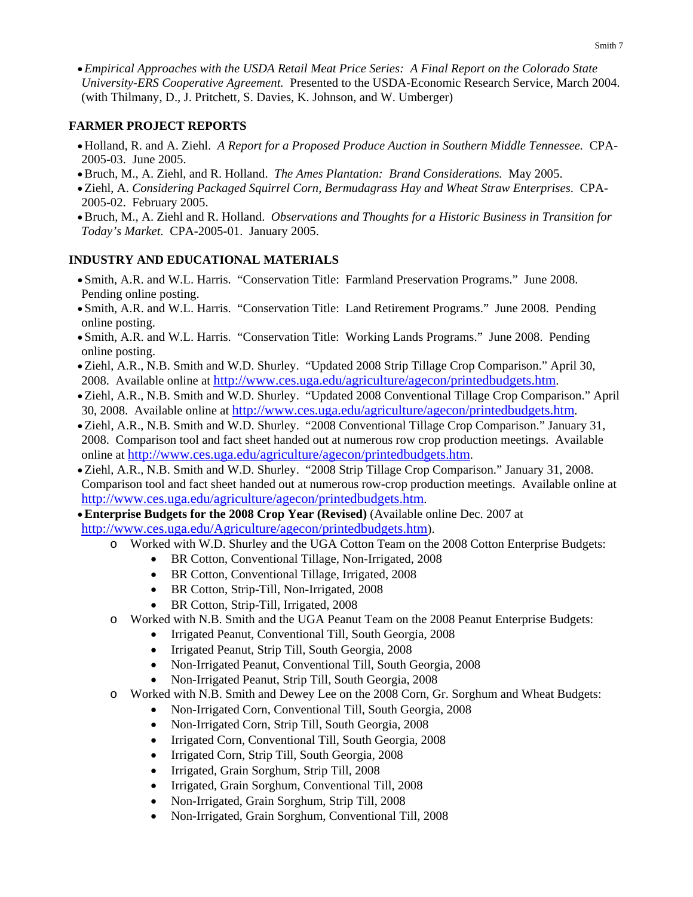- *Empirical Approaches with the USDA Retail Meat Price Series: A Final Report on the Colorado State University-ERS Cooperative Agreement.* Presented to the USDA-Economic Research Service, March 2004. (with Thilmany, D., J. Pritchett, S. Davies, K. Johnson, and W. Umberger)

## FARMER PROJECT REPORTS

- Holland, R. and A. Ziehl. *A Report for a Proposed Produce Auction in Southern Middle Tennessee.* CPA-2005-03. June 2005.
- Bruch, M., A. Ziehl, and R. Holland. *The Ames Plantation: Brand Considerations.* May 2005.
- Ziehl, A. *Considering Packaged Squirrel Corn, Bermudagrass Hay and Wheat Straw Enterprises*. CPA-2005-02. February 2005.
- Bruch, M., A. Ziehl and R. Holland. *Observations and Thoughts for a Historic Business in Transition for Today's Market.* CPA-2005-01. January 2005.

## INDUSTRY AND EDUCATIONAL MATERIALS

- Smith, A.R. and W.L. Harris. "Conservation Title: Farmland Preservation Programs." June 2008. Pending online posting.
- Smith, A.R. and W.L. Harris. "Conservation Title: Land Retirement Programs." June 2008. Pending online posting.
- Smith, A.R. and W.L. Harris. "Conservation Title: Working Lands Programs." June 2008. Pending online posting.
- Ziehl, A.R., N.B. Smith and W.D. Shurley. "Updated 2008 Strip Tillage Crop Comparison." April 30, 2008. Available online at http://www.ces.uga.edu/agriculture/agecon/printedbudgets.htm.
- Ziehl, A.R., N.B. Smith and W.D. Shurley. "Updated 2008 Conventional Tillage Crop Comparison." April 30, 2008. Available online at http://www.ces.uga.edu/agriculture/agecon/printedbudgets.htm.
- Ziehl, A.R., N.B. Smith and W.D. Shurley. "2008 Conventional Tillage Crop Comparison." January 31, 2008. Comparison tool and fact sheet handed out at numerous row crop production meetings. Available online at http://www.ces.uga.edu/agriculture/agecon/printedbudgets.htm.
- Ziehl, A.R., N.B. Smith and W.D. Shurley. "2008 Strip Tillage Crop Comparison." January 31, 2008. Comparison tool and fact sheet handed out at numerous row-crop production meetings. Available online at http://www.ces.uga.edu/agriculture/agecon/printedbudgets.htm.
- **Enterprise Budgets for the 2008 Crop Year (Revised)** (Available online Dec. 2007 at http://www.ces.uga.edu/Agriculture/agecon/printedbudgets.htm).
  - Worked with W.D. Shurley and the UGA Cotton Team on the 2008 Cotton Enterprise Budgets:
    - BR Cotton, Conventional Tillage, Non-Irrigated, 2008
    - BR Cotton, Conventional Tillage, Irrigated, 2008
    - BR Cotton, Strip-Till, Non-Irrigated, 2008
    - BR Cotton, Strip-Till, Irrigated, 2008
  - Worked with N.B. Smith and the UGA Peanut Team on the 2008 Peanut Enterprise Budgets:
    - Irrigated Peanut, Conventional Till, South Georgia, 2008
    - Irrigated Peanut, Strip Till, South Georgia, 2008
    - Non-Irrigated Peanut, Conventional Till, South Georgia, 2008
    - Non-Irrigated Peanut, Strip Till, South Georgia, 2008
  - Worked with N.B. Smith and Dewey Lee on the 2008 Corn, Gr. Sorghum and Wheat Budgets:
    - Non-Irrigated Corn, Conventional Till, South Georgia, 2008
    - Non-Irrigated Corn, Strip Till, South Georgia, 2008
    - Irrigated Corn, Conventional Till, South Georgia, 2008
    - Irrigated Corn, Strip Till, South Georgia, 2008
    - Irrigated, Grain Sorghum, Strip Till, 2008
    - Irrigated, Grain Sorghum, Conventional Till, 2008
    - Non-Irrigated, Grain Sorghum, Strip Till, 2008
    - Non-Irrigated, Grain Sorghum, Conventional Till, 2008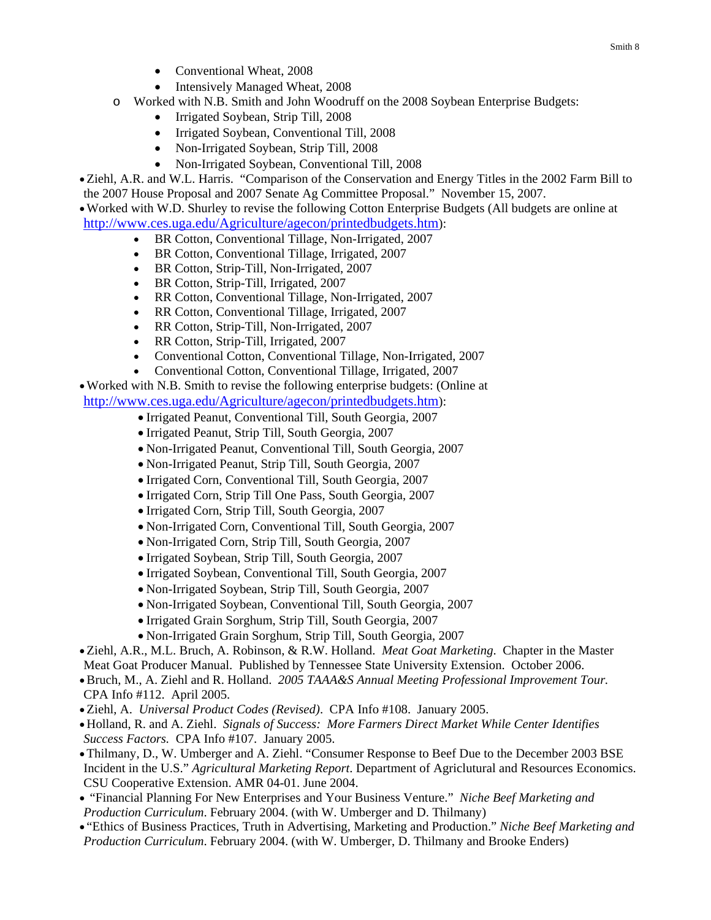- Conventional Wheat, 2008
        - Intensively Managed Wheat, 2008
    - Worked with N.B. Smith and John Woodruff on the 2008 Soybean Enterprise Budgets:
        - Irrigated Soybean, Strip Till, 2008
        - Irrigated Soybean, Conventional Till, 2008
        - Non-Irrigated Soybean, Strip Till, 2008
        - Non-Irrigated Soybean, Conventional Till, 2008
- Ziehl, A.R. and W.L. Harris. "Comparison of the Conservation and Energy Titles in the 2002 Farm Bill to the 2007 House Proposal and 2007 Senate Ag Committee Proposal." November 15, 2007.
- Worked with W.D. Shurley to revise the following Cotton Enterprise Budgets (All budgets are online at http://www.ces.uga.edu/Agriculture/agecon/printedbudgets.htm):
    - BR Cotton, Conventional Tillage, Non-Irrigated, 2007
    - BR Cotton, Conventional Tillage, Irrigated, 2007
    - BR Cotton, Strip-Till, Non-Irrigated, 2007
    - BR Cotton, Strip-Till, Irrigated, 2007
    - RR Cotton, Conventional Tillage, Non-Irrigated, 2007
    - RR Cotton, Conventional Tillage, Irrigated, 2007
    - RR Cotton, Strip-Till, Non-Irrigated, 2007
    - RR Cotton, Strip-Till, Irrigated, 2007
    - Conventional Cotton, Conventional Tillage, Non-Irrigated, 2007
    - Conventional Cotton, Conventional Tillage, Irrigated, 2007
- Worked with N.B. Smith to revise the following enterprise budgets: (Online at http://www.ces.uga.edu/Agriculture/agecon/printedbudgets.htm):
    - Irrigated Peanut, Conventional Till, South Georgia, 2007
    - Irrigated Peanut, Strip Till, South Georgia, 2007
    - Non-Irrigated Peanut, Conventional Till, South Georgia, 2007
    - Non-Irrigated Peanut, Strip Till, South Georgia, 2007
    - Irrigated Corn, Conventional Till, South Georgia, 2007
    - Irrigated Corn, Strip Till One Pass, South Georgia, 2007
    - Irrigated Corn, Strip Till, South Georgia, 2007
    - Non-Irrigated Corn, Conventional Till, South Georgia, 2007
    - Non-Irrigated Corn, Strip Till, South Georgia, 2007
    - Irrigated Soybean, Strip Till, South Georgia, 2007
    - Irrigated Soybean, Conventional Till, South Georgia, 2007
    - Non-Irrigated Soybean, Strip Till, South Georgia, 2007
    - Non-Irrigated Soybean, Conventional Till, South Georgia, 2007
    - Irrigated Grain Sorghum, Strip Till, South Georgia, 2007
    - Non-Irrigated Grain Sorghum, Strip Till, South Georgia, 2007
- Ziehl, A.R., M.L. Bruch, A. Robinson, & R.W. Holland. *Meat Goat Marketing*. Chapter in the Master Meat Goat Producer Manual. Published by Tennessee State University Extension. October 2006.
- Bruch, M., A. Ziehl and R. Holland. *2005 TAAA&S Annual Meeting Professional Improvement Tour.* CPA Info #112. April 2005.
- Ziehl, A. *Universal Product Codes (Revised)*. CPA Info #108. January 2005.
- Holland, R. and A. Ziehl. *Signals of Success: More Farmers Direct Market While Center Identifies Success Factors.* CPA Info #107. January 2005.
- Thilmany, D., W. Umberger and A. Ziehl. "Consumer Response to Beef Due to the December 2003 BSE Incident in the U.S." *Agricultural Marketing Report*. Department of Agriclutural and Resources Economics. CSU Cooperative Extension. AMR 04-01. June 2004.
- "Financial Planning For New Enterprises and Your Business Venture." *Niche Beef Marketing and Production Curriculum*. February 2004. (with W. Umberger and D. Thilmany)
- "Ethics of Business Practices, Truth in Advertising, Marketing and Production." *Niche Beef Marketing and Production Curriculum*. February 2004. (with W. Umberger, D. Thilmany and Brooke Enders)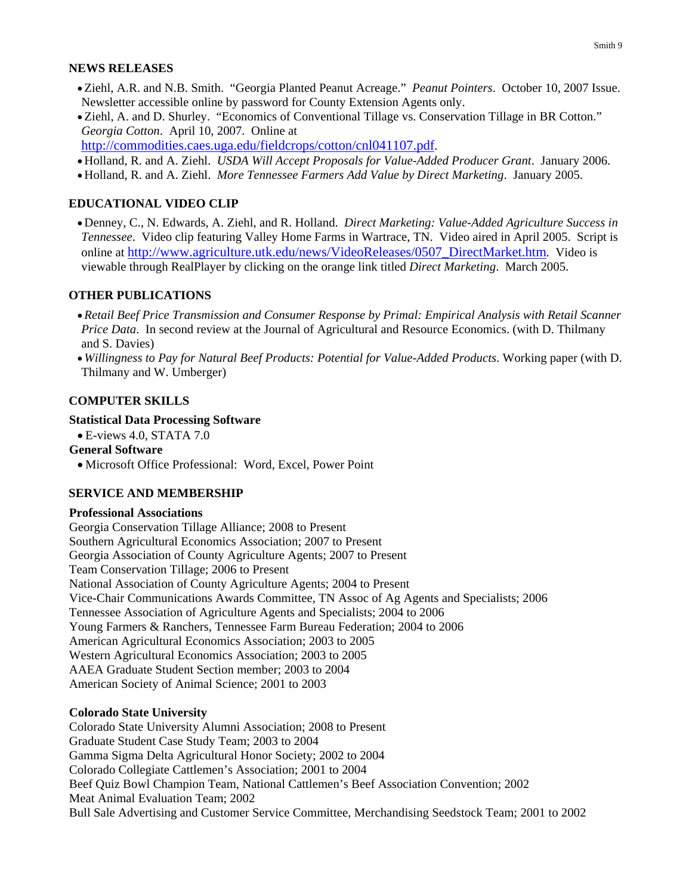## NEWS RELEASES

- Ziehl, A.R. and N.B. Smith. "Georgia Planted Peanut Acreage." *Peanut Pointers*. October 10, 2007 Issue. Newsletter accessible online by password for County Extension Agents only.
- Ziehl, A. and D. Shurley. "Economics of Conventional Tillage vs. Conservation Tillage in BR Cotton." *Georgia Cotton*. April 10, 2007. Online at http://commodities.caes.uga.edu/fieldcrops/cotton/cnl041107.pdf.
- Holland, R. and A. Ziehl. *USDA Will Accept Proposals for Value-Added Producer Grant*. January 2006.
- Holland, R. and A. Ziehl. *More Tennessee Farmers Add Value by Direct Marketing*. January 2005.

## EDUCATIONAL VIDEO CLIP

- Denney, C., N. Edwards, A. Ziehl, and R. Holland. *Direct Marketing: Value-Added Agriculture Success in Tennessee*. Video clip featuring Valley Home Farms in Wartrace, TN. Video aired in April 2005. Script is online at http://www.agriculture.utk.edu/news/VideoReleases/0507_DirectMarket.htm. Video is viewable through RealPlayer by clicking on the orange link titled *Direct Marketing*. March 2005.

## OTHER PUBLICATIONS

- *Retail Beef Price Transmission and Consumer Response by Primal: Empirical Analysis with Retail Scanner Price Data*. In second review at the Journal of Agricultural and Resource Economics. (with D. Thilmany and S. Davies)
- *Willingness to Pay for Natural Beef Products: Potential for Value-Added Products*. Working paper (with D. Thilmany and W. Umberger)

## COMPUTER SKILLS

### Statistical Data Processing Software

- E-views 4.0, STATA 7.0

### General Software

- Microsoft Office Professional: Word, Excel, Power Point

## SERVICE AND MEMBERSHIP

### Professional Associations

Georgia Conservation Tillage Alliance; 2008 to Present
Southern Agricultural Economics Association; 2007 to Present
Georgia Association of County Agriculture Agents; 2007 to Present
Team Conservation Tillage; 2006 to Present
National Association of County Agriculture Agents; 2004 to Present
Vice-Chair Communications Awards Committee, TN Assoc of Ag Agents and Specialists; 2006
Tennessee Association of Agriculture Agents and Specialists; 2004 to 2006
Young Farmers & Ranchers, Tennessee Farm Bureau Federation; 2004 to 2006
American Agricultural Economics Association; 2003 to 2005
Western Agricultural Economics Association; 2003 to 2005
AAEA Graduate Student Section member; 2003 to 2004
American Society of Animal Science; 2001 to 2003

### Colorado State University

Colorado State University Alumni Association; 2008 to Present
Graduate Student Case Study Team; 2003 to 2004
Gamma Sigma Delta Agricultural Honor Society; 2002 to 2004
Colorado Collegiate Cattlemen's Association; 2001 to 2004
Beef Quiz Bowl Champion Team, National Cattlemen's Beef Association Convention; 2002
Meat Animal Evaluation Team; 2002
Bull Sale Advertising and Customer Service Committee, Merchandising Seedstock Team; 2001 to 2002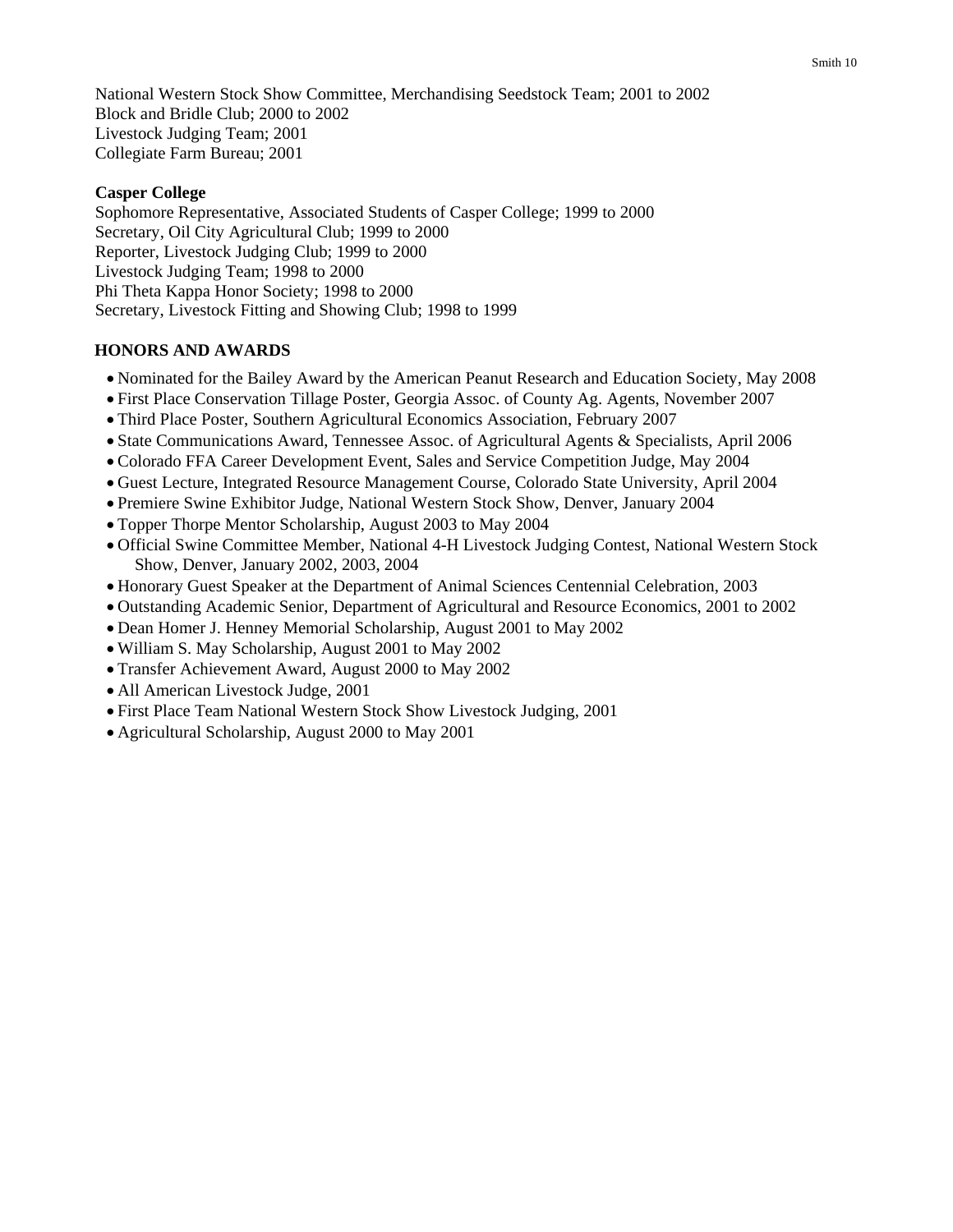National Western Stock Show Committee, Merchandising Seedstock Team; 2001 to 2002
Block and Bridle Club; 2000 to 2002
Livestock Judging Team; 2001
Collegiate Farm Bureau; 2001

**Casper College**

Sophomore Representative, Associated Students of Casper College; 1999 to 2000
Secretary, Oil City Agricultural Club; 1999 to 2000
Reporter, Livestock Judging Club; 1999 to 2000
Livestock Judging Team; 1998 to 2000
Phi Theta Kappa Honor Society; 1998 to 2000
Secretary, Livestock Fitting and Showing Club; 1998 to 1999

## HONORS AND AWARDS

- Nominated for the Bailey Award by the American Peanut Research and Education Society, May 2008
- First Place Conservation Tillage Poster, Georgia Assoc. of County Ag. Agents, November 2007
- Third Place Poster, Southern Agricultural Economics Association, February 2007
- State Communications Award, Tennessee Assoc. of Agricultural Agents & Specialists, April 2006
- Colorado FFA Career Development Event, Sales and Service Competition Judge, May 2004
- Guest Lecture, Integrated Resource Management Course, Colorado State University, April 2004
- Premiere Swine Exhibitor Judge, National Western Stock Show, Denver, January 2004
- Topper Thorpe Mentor Scholarship, August 2003 to May 2004
- Official Swine Committee Member, National 4-H Livestock Judging Contest, National Western Stock Show, Denver, January 2002, 2003, 2004
- Honorary Guest Speaker at the Department of Animal Sciences Centennial Celebration, 2003
- Outstanding Academic Senior, Department of Agricultural and Resource Economics, 2001 to 2002
- Dean Homer J. Henney Memorial Scholarship, August 2001 to May 2002
- William S. May Scholarship, August 2001 to May 2002
- Transfer Achievement Award, August 2000 to May 2002
- All American Livestock Judge, 2001
- First Place Team National Western Stock Show Livestock Judging, 2001
- Agricultural Scholarship, August 2000 to May 2001